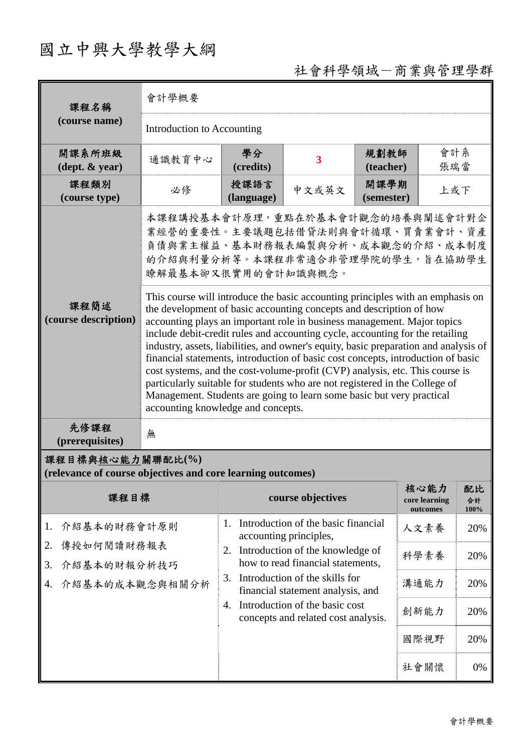# 國立中興大學教學大綱

社會科學領域－商業與管理學群

| 課程名稱<br>(course name) | 會計學概要 | | | | |
|---|---|---|---|---|---|
| | Introduction to Accounting | | | | |
| 開課系所班級<br>(dept. & year) | 通識教育中心 | 學分<br>(credits) | 3 | 規劃教師<br>(teacher) | 會計系<br>張瑞當 |
| 課程類別<br>(course type) | 必修 | 授課語言<br>(language) | 中文或英文 | 開課學期<br>(semester) | 上或下 |
| 課程簡述<br>(course description) | 本課程講授基本會計原理，重點在於基本會計觀念的培養與闡述會計對企業經營的重要性。主要議題包括借貸法則與會計循環、買賣業會計、資產負債與業主權益、基本財務報表編製與分析、成本觀念的介紹、成本制度的介紹與利量分析等。本課程非常適合非管理學院的學生，旨在協助學生瞭解最基本卻又很實用的會計知識與概念。 | | | | |
| | This course will introduce the basic accounting principles with an emphasis on the development of basic accounting concepts and description of how accounting plays an important role in business management. Major topics include debit-credit rules and accounting cycle, accounting for the retailing industry, assets, liabilities, and owner's equity, basic preparation and analysis of financial statements, introduction of basic cost concepts, introduction of basic cost systems, and the cost-volume-profit (CVP) analysis, etc. This course is particularly suitable for students who are not registered in the College of Management. Students are going to learn some basic but very practical accounting knowledge and concepts. | | | | |
| 先修課程<br>(prerequisites) | 無 | | | | |

**課程目標與核心能力關聯配比(%)**
**(relevance of course objectives and core learning outcomes)**

| 課程目標 | course objectives | 核心能力<br>core learning outcomes | 配比<br>合計<br>100% |
|---|---|---|---|
| 1. 介紹基本的財務會計原則<br>2. 傳授如何閱讀財務報表<br>3. 介紹基本的財報分析技巧<br>4. 介紹基本的成本觀念與相關分析 | 1. Introduction of the basic financial accounting principles,<br>2. Introduction of the knowledge of how to read financial statements,<br>3. Introduction of the skills for financial statement analysis, and<br>4. Introduction of the basic cost concepts and related cost analysis. | 人文素養 | 20% |
| | | 科學素養 | 20% |
| | | 溝通能力 | 20% |
| | | 創新能力 | 20% |
| | | 國際視野 | 20% |
| | | 社會關懷 | 0% |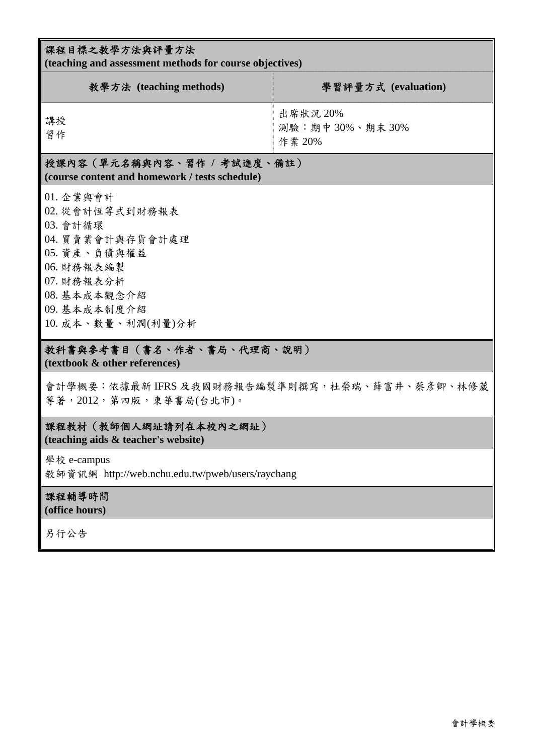## 課程目標之教學方法與評量方法
**(teaching and assessment methods for course objectives)**

| 教學方法 (teaching methods) | 學習評量方式 (evaluation) |
|---|---|
| 講授<br>習作 | 出席狀況 20%<br>測驗：期中 30%、期末 30%<br>作業 20% |

## 授課內容（單元名稱與內容、習作 / 考試進度、備註）
**(course content and homework / tests schedule)**

01. 企業與會計
02. 從會計恆等式到財務報表
03. 會計循環
04. 買賣業會計與存貨會計處理
05. 資產、負債與權益
06. 財務報表編製
07. 財務報表分析
08. 基本成本觀念介紹
09. 基本成本制度介紹
10. 成本、數量、利潤(利量)分析

## 教科書與參考書目（書名、作者、書局、代理商、說明）
**(textbook & other references)**

會計學概要：依據最新 IFRS 及我國財務報告編製準則撰寫，杜榮瑞、薛富井、蔡彥卿、林修葳等著，2012，第四版，東華書局(台北市)。

## 課程教材（教師個人網址請列在本校內之網址）
**(teaching aids & teacher's website)**

學校 e-campus
教師資訊網 http://web.nchu.edu.tw/pweb/users/raychang

## 課程輔導時間
**(office hours)**

另行公告